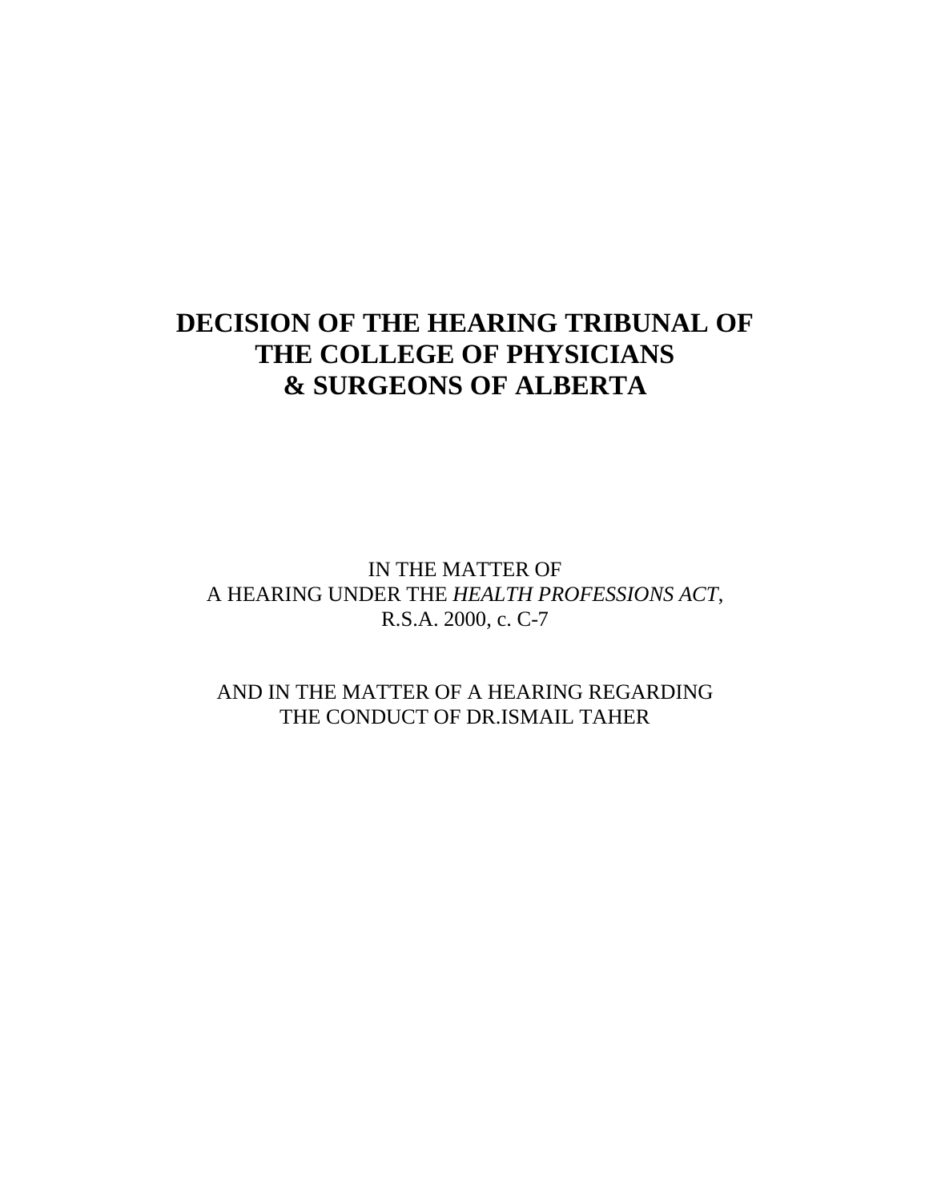# DECISION OF THE HEARING TRIBUNAL OF THE COLLEGE OF PHYSICIANS & SURGEONS OF ALBERTA

IN THE MATTER OF
A HEARING UNDER THE *HEALTH PROFESSIONS ACT*,
R.S.A. 2000, c. C-7

AND IN THE MATTER OF A HEARING REGARDING
THE CONDUCT OF DR.ISMAIL TAHER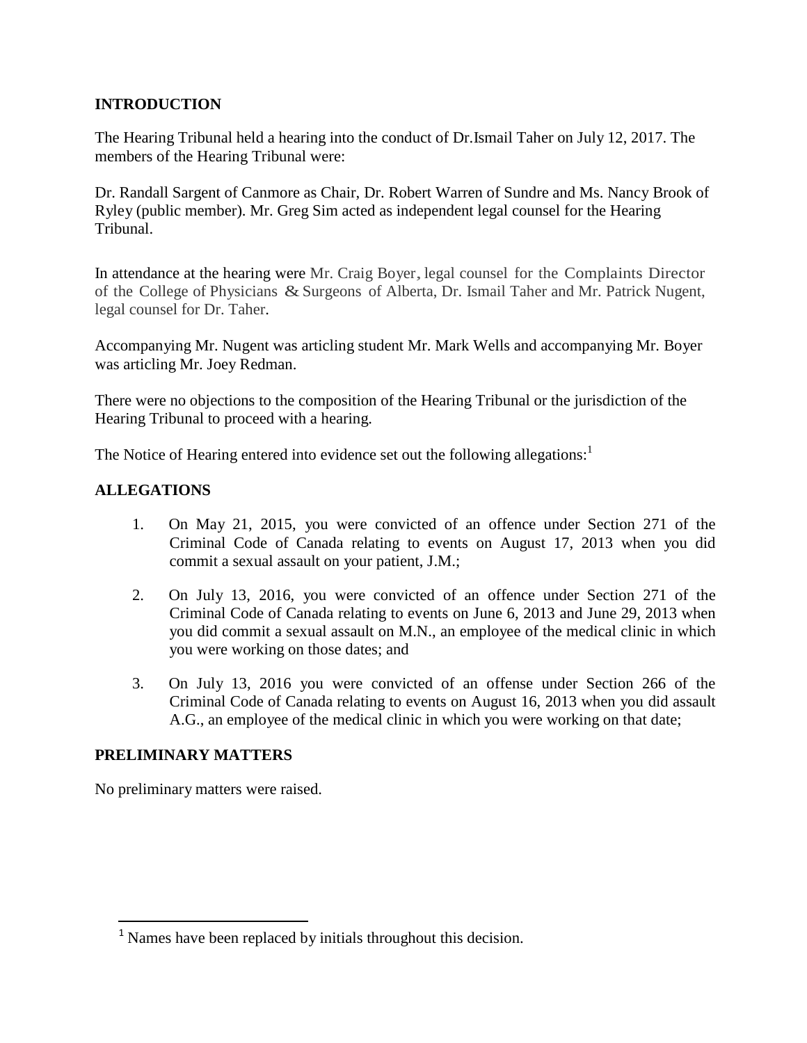## INTRODUCTION

The Hearing Tribunal held a hearing into the conduct of Dr.Ismail Taher on July 12, 2017. The members of the Hearing Tribunal were:

Dr. Randall Sargent of Canmore as Chair, Dr. Robert Warren of Sundre and Ms. Nancy Brook of Ryley (public member). Mr. Greg Sim acted as independent legal counsel for the Hearing Tribunal.

In attendance at the hearing were Mr. Craig Boyer, legal counsel for the Complaints Director of the College of Physicians & Surgeons of Alberta, Dr. Ismail Taher and Mr. Patrick Nugent, legal counsel for Dr. Taher.

Accompanying Mr. Nugent was articling student Mr. Mark Wells and accompanying Mr. Boyer was articling Mr. Joey Redman.

There were no objections to the composition of the Hearing Tribunal or the jurisdiction of the Hearing Tribunal to proceed with a hearing.

The Notice of Hearing entered into evidence set out the following allegations:[1]

## ALLEGATIONS

1. On May 21, 2015, you were convicted of an offence under Section 271 of the Criminal Code of Canada relating to events on August 17, 2013 when you did commit a sexual assault on your patient, J.M.;

2. On July 13, 2016, you were convicted of an offence under Section 271 of the Criminal Code of Canada relating to events on June 6, 2013 and June 29, 2013 when you did commit a sexual assault on M.N., an employee of the medical clinic in which you were working on those dates; and

3. On July 13, 2016 you were convicted of an offense under Section 266 of the Criminal Code of Canada relating to events on August 16, 2013 when you did assault A.G., an employee of the medical clinic in which you were working on that date;

## PRELIMINARY MATTERS

No preliminary matters were raised.

[1] Names have been replaced by initials throughout this decision.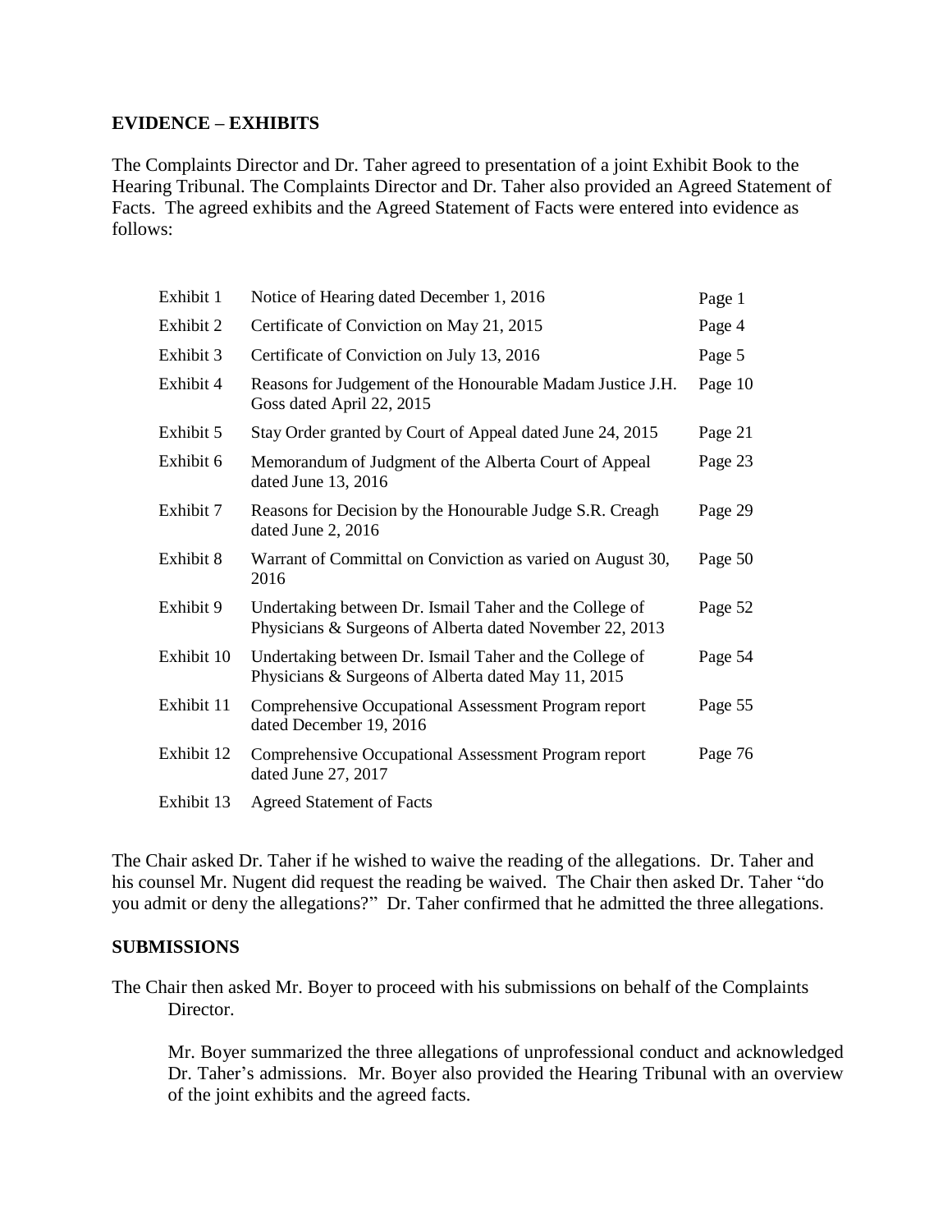## EVIDENCE – EXHIBITS

The Complaints Director and Dr. Taher agreed to presentation of a joint Exhibit Book to the Hearing Tribunal. The Complaints Director and Dr. Taher also provided an Agreed Statement of Facts. The agreed exhibits and the Agreed Statement of Facts were entered into evidence as follows:

| | | |
|---|---|---|
| Exhibit 1 | Notice of Hearing dated December 1, 2016 | Page 1 |
| Exhibit 2 | Certificate of Conviction on May 21, 2015 | Page 4 |
| Exhibit 3 | Certificate of Conviction on July 13, 2016 | Page 5 |
| Exhibit 4 | Reasons for Judgement of the Honourable Madam Justice J.H. Goss dated April 22, 2015 | Page 10 |
| Exhibit 5 | Stay Order granted by Court of Appeal dated June 24, 2015 | Page 21 |
| Exhibit 6 | Memorandum of Judgment of the Alberta Court of Appeal dated June 13, 2016 | Page 23 |
| Exhibit 7 | Reasons for Decision by the Honourable Judge S.R. Creagh dated June 2, 2016 | Page 29 |
| Exhibit 8 | Warrant of Committal on Conviction as varied on August 30, 2016 | Page 50 |
| Exhibit 9 | Undertaking between Dr. Ismail Taher and the College of Physicians & Surgeons of Alberta dated November 22, 2013 | Page 52 |
| Exhibit 10 | Undertaking between Dr. Ismail Taher and the College of Physicians & Surgeons of Alberta dated May 11, 2015 | Page 54 |
| Exhibit 11 | Comprehensive Occupational Assessment Program report dated December 19, 2016 | Page 55 |
| Exhibit 12 | Comprehensive Occupational Assessment Program report dated June 27, 2017 | Page 76 |
| Exhibit 13 | Agreed Statement of Facts | |

The Chair asked Dr. Taher if he wished to waive the reading of the allegations. Dr. Taher and his counsel Mr. Nugent did request the reading be waived. The Chair then asked Dr. Taher "do you admit or deny the allegations?" Dr. Taher confirmed that he admitted the three allegations.

## SUBMISSIONS

The Chair then asked Mr. Boyer to proceed with his submissions on behalf of the Complaints Director.

Mr. Boyer summarized the three allegations of unprofessional conduct and acknowledged Dr. Taher's admissions. Mr. Boyer also provided the Hearing Tribunal with an overview of the joint exhibits and the agreed facts.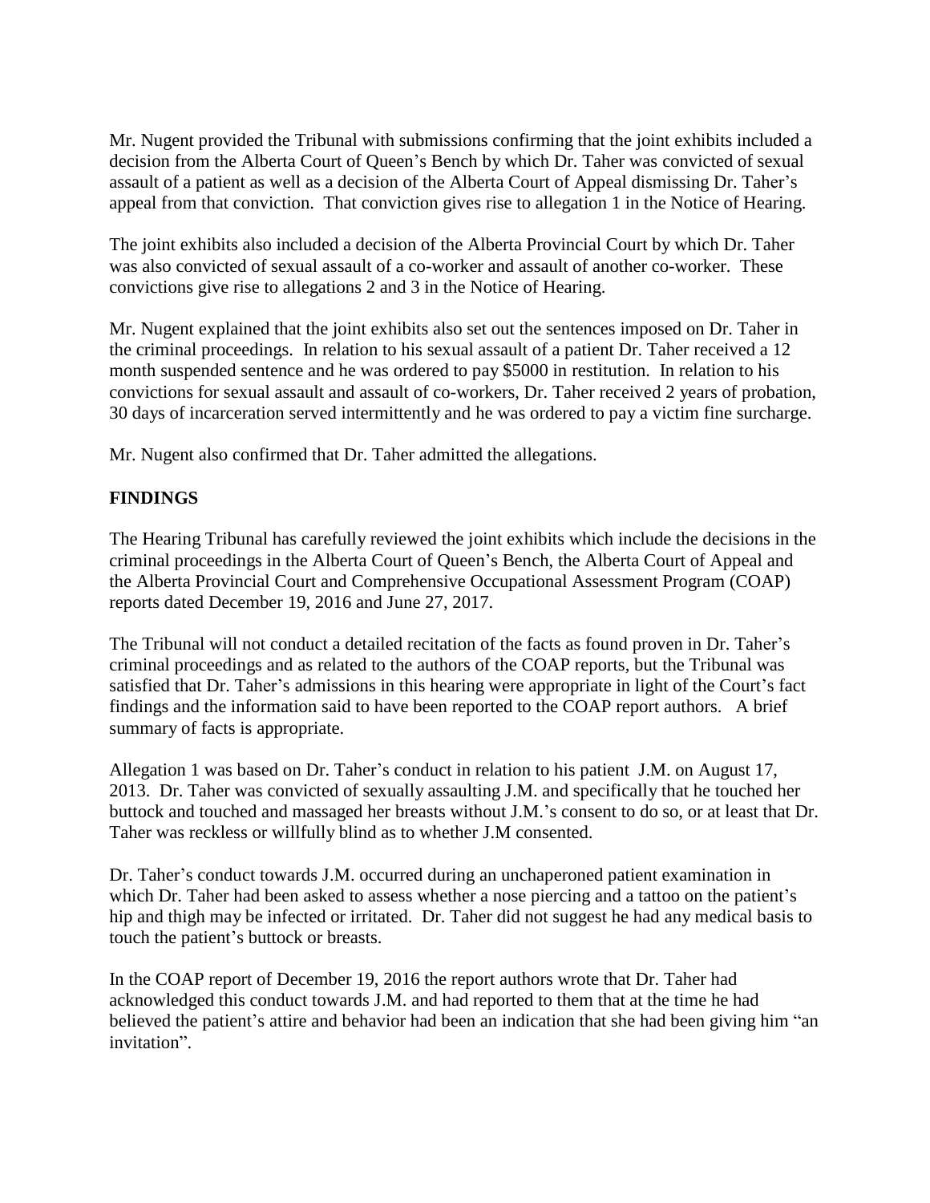Mr. Nugent provided the Tribunal with submissions confirming that the joint exhibits included a decision from the Alberta Court of Queen's Bench by which Dr. Taher was convicted of sexual assault of a patient as well as a decision of the Alberta Court of Appeal dismissing Dr. Taher's appeal from that conviction. That conviction gives rise to allegation 1 in the Notice of Hearing.

The joint exhibits also included a decision of the Alberta Provincial Court by which Dr. Taher was also convicted of sexual assault of a co-worker and assault of another co-worker. These convictions give rise to allegations 2 and 3 in the Notice of Hearing.

Mr. Nugent explained that the joint exhibits also set out the sentences imposed on Dr. Taher in the criminal proceedings. In relation to his sexual assault of a patient Dr. Taher received a 12 month suspended sentence and he was ordered to pay $5000 in restitution. In relation to his convictions for sexual assault and assault of co-workers, Dr. Taher received 2 years of probation, 30 days of incarceration served intermittently and he was ordered to pay a victim fine surcharge.

Mr. Nugent also confirmed that Dr. Taher admitted the allegations.

## FINDINGS

The Hearing Tribunal has carefully reviewed the joint exhibits which include the decisions in the criminal proceedings in the Alberta Court of Queen's Bench, the Alberta Court of Appeal and the Alberta Provincial Court and Comprehensive Occupational Assessment Program (COAP) reports dated December 19, 2016 and June 27, 2017.

The Tribunal will not conduct a detailed recitation of the facts as found proven in Dr. Taher's criminal proceedings and as related to the authors of the COAP reports, but the Tribunal was satisfied that Dr. Taher's admissions in this hearing were appropriate in light of the Court's fact findings and the information said to have been reported to the COAP report authors. A brief summary of facts is appropriate.

Allegation 1 was based on Dr. Taher's conduct in relation to his patient J.M. on August 17, 2013. Dr. Taher was convicted of sexually assaulting J.M. and specifically that he touched her buttock and touched and massaged her breasts without J.M.'s consent to do so, or at least that Dr. Taher was reckless or willfully blind as to whether J.M consented.

Dr. Taher's conduct towards J.M. occurred during an unchaperoned patient examination in which Dr. Taher had been asked to assess whether a nose piercing and a tattoo on the patient's hip and thigh may be infected or irritated. Dr. Taher did not suggest he had any medical basis to touch the patient's buttock or breasts.

In the COAP report of December 19, 2016 the report authors wrote that Dr. Taher had acknowledged this conduct towards J.M. and had reported to them that at the time he had believed the patient's attire and behavior had been an indication that she had been giving him "an invitation".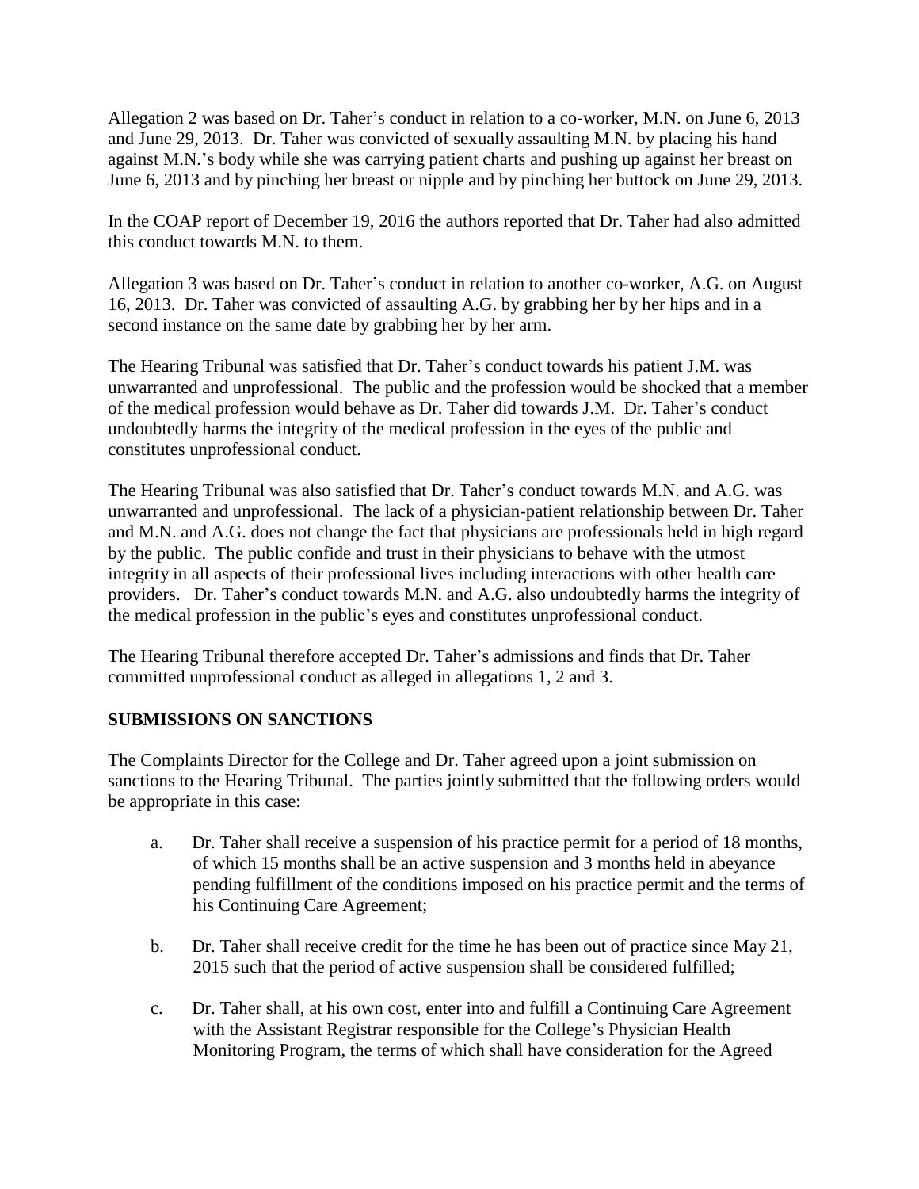Allegation 2 was based on Dr. Taher's conduct in relation to a co-worker, M.N. on June 6, 2013 and June 29, 2013. Dr. Taher was convicted of sexually assaulting M.N. by placing his hand against M.N.'s body while she was carrying patient charts and pushing up against her breast on June 6, 2013 and by pinching her breast or nipple and by pinching her buttock on June 29, 2013.

In the COAP report of December 19, 2016 the authors reported that Dr. Taher had also admitted this conduct towards M.N. to them.

Allegation 3 was based on Dr. Taher's conduct in relation to another co-worker, A.G. on August 16, 2013. Dr. Taher was convicted of assaulting A.G. by grabbing her by her hips and in a second instance on the same date by grabbing her by her arm.

The Hearing Tribunal was satisfied that Dr. Taher's conduct towards his patient J.M. was unwarranted and unprofessional. The public and the profession would be shocked that a member of the medical profession would behave as Dr. Taher did towards J.M. Dr. Taher's conduct undoubtedly harms the integrity of the medical profession in the eyes of the public and constitutes unprofessional conduct.

The Hearing Tribunal was also satisfied that Dr. Taher's conduct towards M.N. and A.G. was unwarranted and unprofessional. The lack of a physician-patient relationship between Dr. Taher and M.N. and A.G. does not change the fact that physicians are professionals held in high regard by the public. The public confide and trust in their physicians to behave with the utmost integrity in all aspects of their professional lives including interactions with other health care providers. Dr. Taher's conduct towards M.N. and A.G. also undoubtedly harms the integrity of the medical profession in the public's eyes and constitutes unprofessional conduct.

The Hearing Tribunal therefore accepted Dr. Taher's admissions and finds that Dr. Taher committed unprofessional conduct as alleged in allegations 1, 2 and 3.

## SUBMISSIONS ON SANCTIONS

The Complaints Director for the College and Dr. Taher agreed upon a joint submission on sanctions to the Hearing Tribunal. The parties jointly submitted that the following orders would be appropriate in this case:

a. Dr. Taher shall receive a suspension of his practice permit for a period of 18 months, of which 15 months shall be an active suspension and 3 months held in abeyance pending fulfillment of the conditions imposed on his practice permit and the terms of his Continuing Care Agreement;

b. Dr. Taher shall receive credit for the time he has been out of practice since May 21, 2015 such that the period of active suspension shall be considered fulfilled;

c. Dr. Taher shall, at his own cost, enter into and fulfill a Continuing Care Agreement with the Assistant Registrar responsible for the College's Physician Health Monitoring Program, the terms of which shall have consideration for the Agreed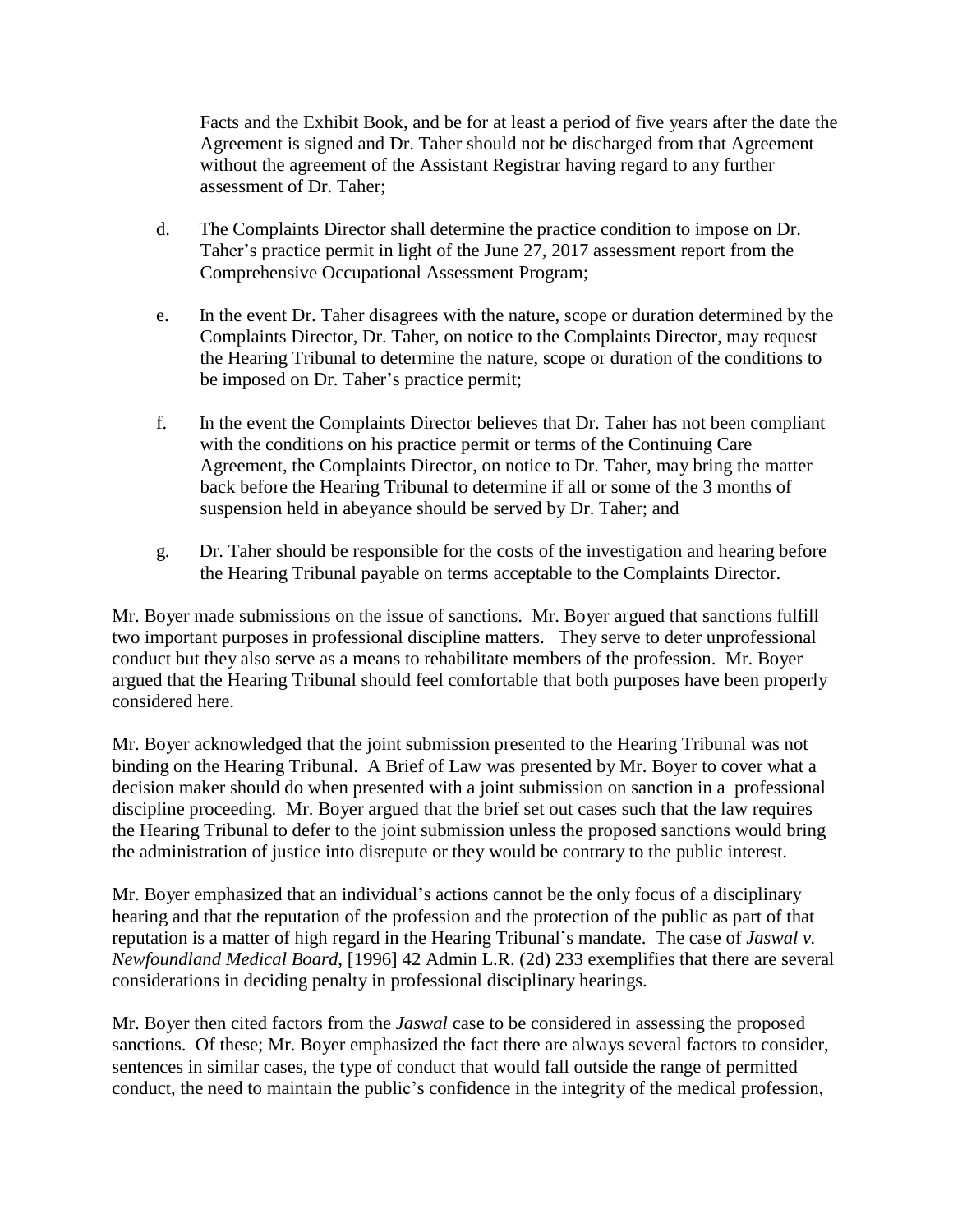Facts and the Exhibit Book, and be for at least a period of five years after the date the Agreement is signed and Dr. Taher should not be discharged from that Agreement without the agreement of the Assistant Registrar having regard to any further assessment of Dr. Taher;

d. The Complaints Director shall determine the practice condition to impose on Dr. Taher's practice permit in light of the June 27, 2017 assessment report from the Comprehensive Occupational Assessment Program;

e. In the event Dr. Taher disagrees with the nature, scope or duration determined by the Complaints Director, Dr. Taher, on notice to the Complaints Director, may request the Hearing Tribunal to determine the nature, scope or duration of the conditions to be imposed on Dr. Taher's practice permit;

f. In the event the Complaints Director believes that Dr. Taher has not been compliant with the conditions on his practice permit or terms of the Continuing Care Agreement, the Complaints Director, on notice to Dr. Taher, may bring the matter back before the Hearing Tribunal to determine if all or some of the 3 months of suspension held in abeyance should be served by Dr. Taher; and

g. Dr. Taher should be responsible for the costs of the investigation and hearing before the Hearing Tribunal payable on terms acceptable to the Complaints Director.

Mr. Boyer made submissions on the issue of sanctions. Mr. Boyer argued that sanctions fulfill two important purposes in professional discipline matters. They serve to deter unprofessional conduct but they also serve as a means to rehabilitate members of the profession. Mr. Boyer argued that the Hearing Tribunal should feel comfortable that both purposes have been properly considered here.

Mr. Boyer acknowledged that the joint submission presented to the Hearing Tribunal was not binding on the Hearing Tribunal. A Brief of Law was presented by Mr. Boyer to cover what a decision maker should do when presented with a joint submission on sanction in a professional discipline proceeding. Mr. Boyer argued that the brief set out cases such that the law requires the Hearing Tribunal to defer to the joint submission unless the proposed sanctions would bring the administration of justice into disrepute or they would be contrary to the public interest.

Mr. Boyer emphasized that an individual's actions cannot be the only focus of a disciplinary hearing and that the reputation of the profession and the protection of the public as part of that reputation is a matter of high regard in the Hearing Tribunal's mandate. The case of *Jaswal v. Newfoundland Medical Board*, [1996] 42 Admin L.R. (2d) 233 exemplifies that there are several considerations in deciding penalty in professional disciplinary hearings.

Mr. Boyer then cited factors from the *Jaswal* case to be considered in assessing the proposed sanctions. Of these; Mr. Boyer emphasized the fact there are always several factors to consider, sentences in similar cases, the type of conduct that would fall outside the range of permitted conduct, the need to maintain the public's confidence in the integrity of the medical profession,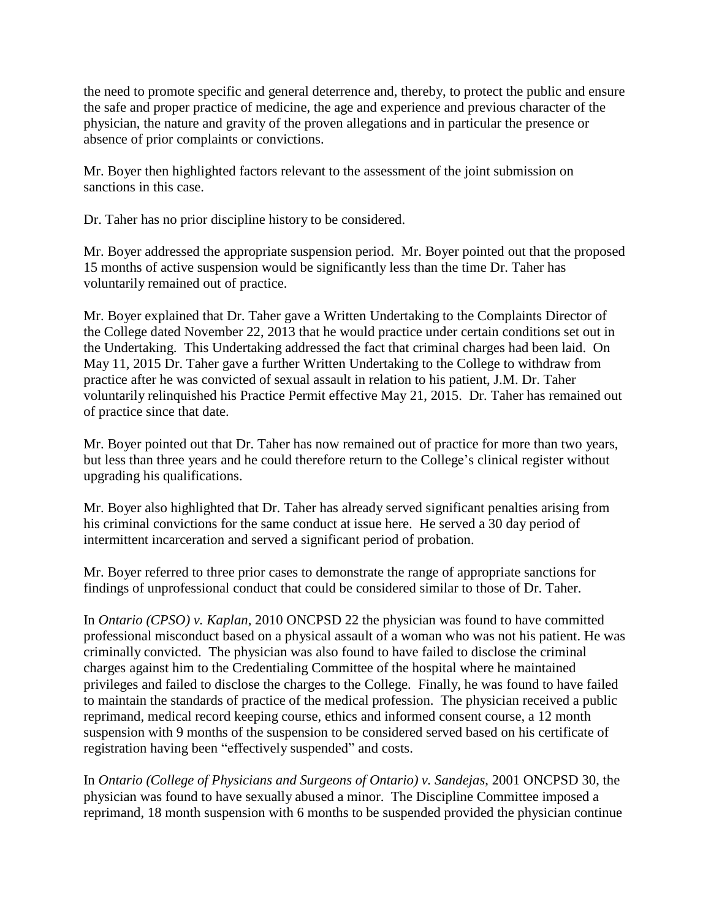the need to promote specific and general deterrence and, thereby, to protect the public and ensure the safe and proper practice of medicine, the age and experience and previous character of the physician, the nature and gravity of the proven allegations and in particular the presence or absence of prior complaints or convictions.

Mr. Boyer then highlighted factors relevant to the assessment of the joint submission on sanctions in this case.

Dr. Taher has no prior discipline history to be considered.

Mr. Boyer addressed the appropriate suspension period. Mr. Boyer pointed out that the proposed 15 months of active suspension would be significantly less than the time Dr. Taher has voluntarily remained out of practice.

Mr. Boyer explained that Dr. Taher gave a Written Undertaking to the Complaints Director of the College dated November 22, 2013 that he would practice under certain conditions set out in the Undertaking. This Undertaking addressed the fact that criminal charges had been laid. On May 11, 2015 Dr. Taher gave a further Written Undertaking to the College to withdraw from practice after he was convicted of sexual assault in relation to his patient, J.M. Dr. Taher voluntarily relinquished his Practice Permit effective May 21, 2015. Dr. Taher has remained out of practice since that date.

Mr. Boyer pointed out that Dr. Taher has now remained out of practice for more than two years, but less than three years and he could therefore return to the College's clinical register without upgrading his qualifications.

Mr. Boyer also highlighted that Dr. Taher has already served significant penalties arising from his criminal convictions for the same conduct at issue here. He served a 30 day period of intermittent incarceration and served a significant period of probation.

Mr. Boyer referred to three prior cases to demonstrate the range of appropriate sanctions for findings of unprofessional conduct that could be considered similar to those of Dr. Taher.

In *Ontario (CPSO) v. Kaplan*, 2010 ONCPSD 22 the physician was found to have committed professional misconduct based on a physical assault of a woman who was not his patient. He was criminally convicted. The physician was also found to have failed to disclose the criminal charges against him to the Credentialing Committee of the hospital where he maintained privileges and failed to disclose the charges to the College. Finally, he was found to have failed to maintain the standards of practice of the medical profession. The physician received a public reprimand, medical record keeping course, ethics and informed consent course, a 12 month suspension with 9 months of the suspension to be considered served based on his certificate of registration having been "effectively suspended" and costs.

In *Ontario (College of Physicians and Surgeons of Ontario) v. Sandejas*, 2001 ONCPSD 30, the physician was found to have sexually abused a minor. The Discipline Committee imposed a reprimand, 18 month suspension with 6 months to be suspended provided the physician continue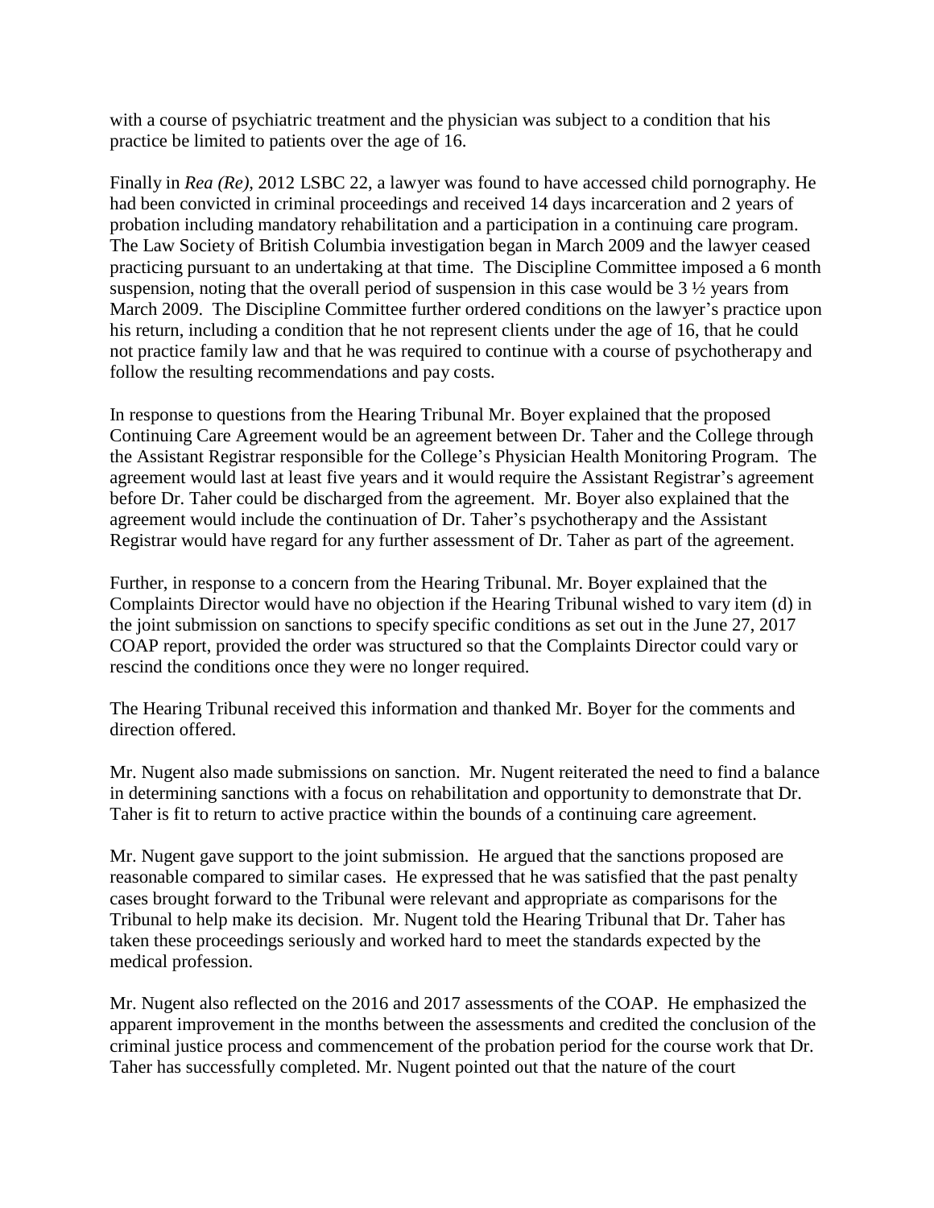with a course of psychiatric treatment and the physician was subject to a condition that his practice be limited to patients over the age of 16.

Finally in *Rea (Re)*, 2012 LSBC 22, a lawyer was found to have accessed child pornography. He had been convicted in criminal proceedings and received 14 days incarceration and 2 years of probation including mandatory rehabilitation and a participation in a continuing care program. The Law Society of British Columbia investigation began in March 2009 and the lawyer ceased practicing pursuant to an undertaking at that time. The Discipline Committee imposed a 6 month suspension, noting that the overall period of suspension in this case would be 3 ½ years from March 2009. The Discipline Committee further ordered conditions on the lawyer's practice upon his return, including a condition that he not represent clients under the age of 16, that he could not practice family law and that he was required to continue with a course of psychotherapy and follow the resulting recommendations and pay costs.

In response to questions from the Hearing Tribunal Mr. Boyer explained that the proposed Continuing Care Agreement would be an agreement between Dr. Taher and the College through the Assistant Registrar responsible for the College's Physician Health Monitoring Program. The agreement would last at least five years and it would require the Assistant Registrar's agreement before Dr. Taher could be discharged from the agreement. Mr. Boyer also explained that the agreement would include the continuation of Dr. Taher's psychotherapy and the Assistant Registrar would have regard for any further assessment of Dr. Taher as part of the agreement.

Further, in response to a concern from the Hearing Tribunal. Mr. Boyer explained that the Complaints Director would have no objection if the Hearing Tribunal wished to vary item (d) in the joint submission on sanctions to specify specific conditions as set out in the June 27, 2017 COAP report, provided the order was structured so that the Complaints Director could vary or rescind the conditions once they were no longer required.

The Hearing Tribunal received this information and thanked Mr. Boyer for the comments and direction offered.

Mr. Nugent also made submissions on sanction. Mr. Nugent reiterated the need to find a balance in determining sanctions with a focus on rehabilitation and opportunity to demonstrate that Dr. Taher is fit to return to active practice within the bounds of a continuing care agreement.

Mr. Nugent gave support to the joint submission. He argued that the sanctions proposed are reasonable compared to similar cases. He expressed that he was satisfied that the past penalty cases brought forward to the Tribunal were relevant and appropriate as comparisons for the Tribunal to help make its decision. Mr. Nugent told the Hearing Tribunal that Dr. Taher has taken these proceedings seriously and worked hard to meet the standards expected by the medical profession.

Mr. Nugent also reflected on the 2016 and 2017 assessments of the COAP. He emphasized the apparent improvement in the months between the assessments and credited the conclusion of the criminal justice process and commencement of the probation period for the course work that Dr. Taher has successfully completed. Mr. Nugent pointed out that the nature of the court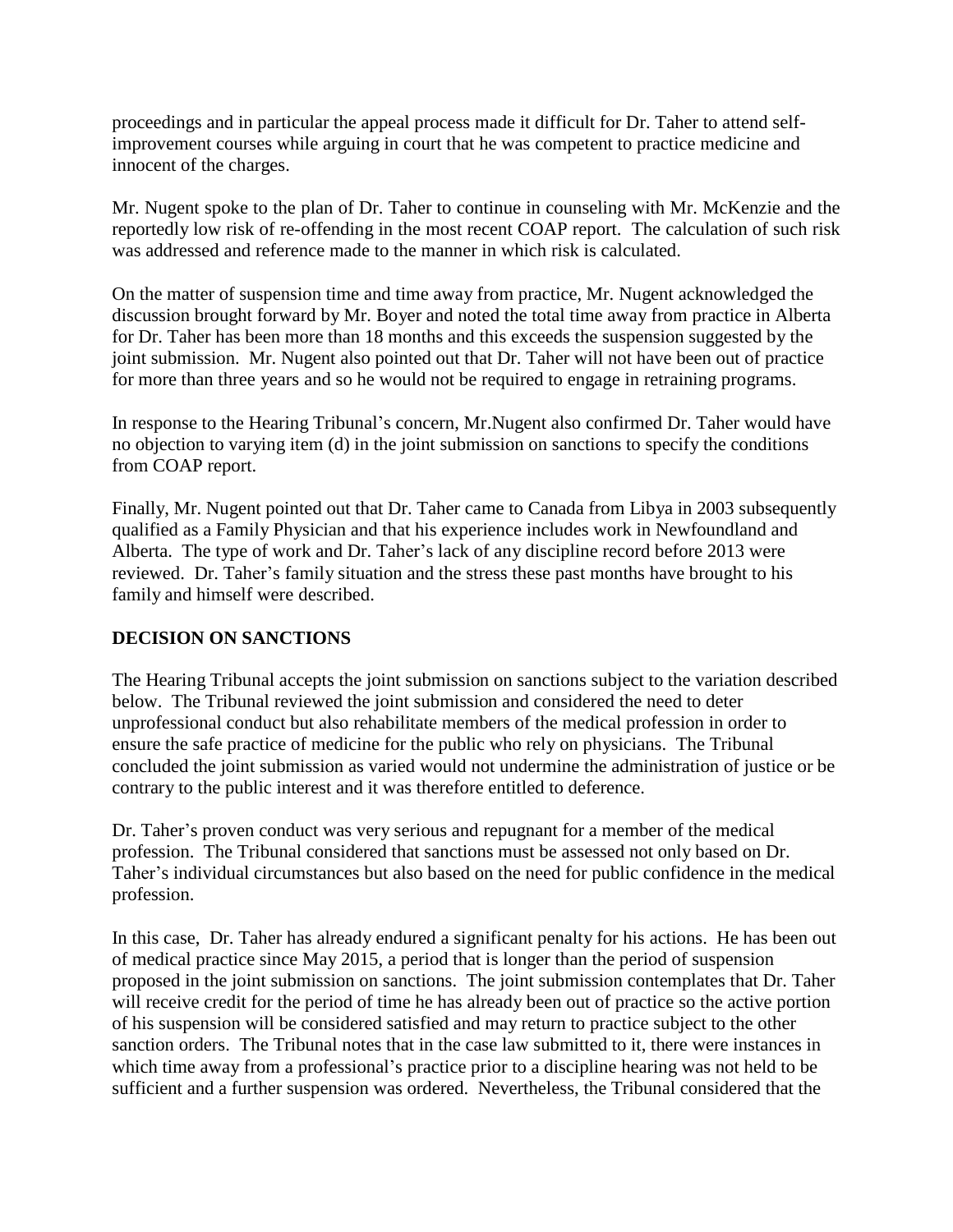proceedings and in particular the appeal process made it difficult for Dr. Taher to attend self-improvement courses while arguing in court that he was competent to practice medicine and innocent of the charges.

Mr. Nugent spoke to the plan of Dr. Taher to continue in counseling with Mr. McKenzie and the reportedly low risk of re-offending in the most recent COAP report. The calculation of such risk was addressed and reference made to the manner in which risk is calculated.

On the matter of suspension time and time away from practice, Mr. Nugent acknowledged the discussion brought forward by Mr. Boyer and noted the total time away from practice in Alberta for Dr. Taher has been more than 18 months and this exceeds the suspension suggested by the joint submission. Mr. Nugent also pointed out that Dr. Taher will not have been out of practice for more than three years and so he would not be required to engage in retraining programs.

In response to the Hearing Tribunal's concern, Mr.Nugent also confirmed Dr. Taher would have no objection to varying item (d) in the joint submission on sanctions to specify the conditions from COAP report.

Finally, Mr. Nugent pointed out that Dr. Taher came to Canada from Libya in 2003 subsequently qualified as a Family Physician and that his experience includes work in Newfoundland and Alberta. The type of work and Dr. Taher's lack of any discipline record before 2013 were reviewed. Dr. Taher's family situation and the stress these past months have brought to his family and himself were described.

## DECISION ON SANCTIONS

The Hearing Tribunal accepts the joint submission on sanctions subject to the variation described below. The Tribunal reviewed the joint submission and considered the need to deter unprofessional conduct but also rehabilitate members of the medical profession in order to ensure the safe practice of medicine for the public who rely on physicians. The Tribunal concluded the joint submission as varied would not undermine the administration of justice or be contrary to the public interest and it was therefore entitled to deference.

Dr. Taher's proven conduct was very serious and repugnant for a member of the medical profession. The Tribunal considered that sanctions must be assessed not only based on Dr. Taher's individual circumstances but also based on the need for public confidence in the medical profession.

In this case, Dr. Taher has already endured a significant penalty for his actions. He has been out of medical practice since May 2015, a period that is longer than the period of suspension proposed in the joint submission on sanctions. The joint submission contemplates that Dr. Taher will receive credit for the period of time he has already been out of practice so the active portion of his suspension will be considered satisfied and may return to practice subject to the other sanction orders. The Tribunal notes that in the case law submitted to it, there were instances in which time away from a professional's practice prior to a discipline hearing was not held to be sufficient and a further suspension was ordered. Nevertheless, the Tribunal considered that the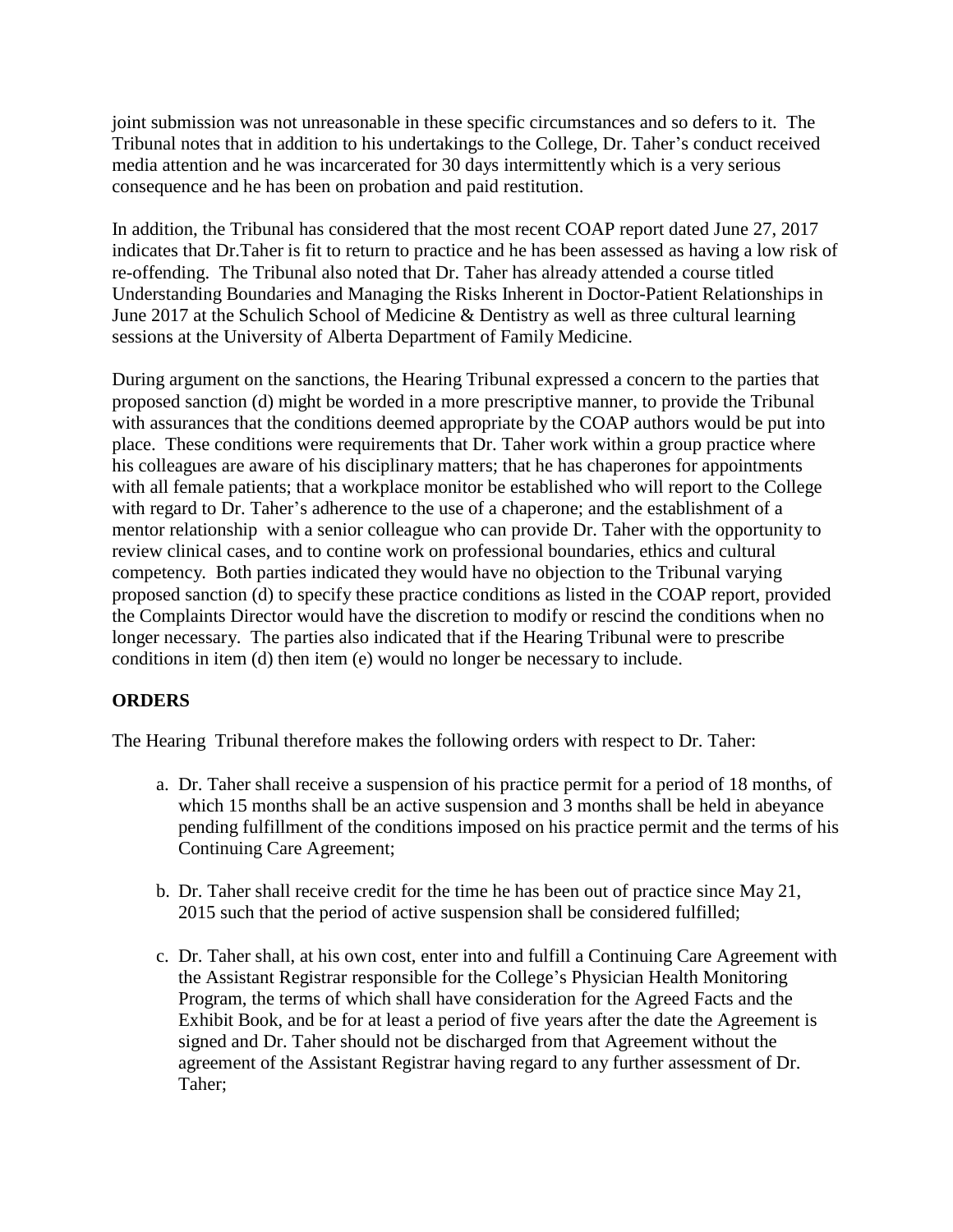joint submission was not unreasonable in these specific circumstances and so defers to it. The Tribunal notes that in addition to his undertakings to the College, Dr. Taher's conduct received media attention and he was incarcerated for 30 days intermittently which is a very serious consequence and he has been on probation and paid restitution.

In addition, the Tribunal has considered that the most recent COAP report dated June 27, 2017 indicates that Dr.Taher is fit to return to practice and he has been assessed as having a low risk of re-offending. The Tribunal also noted that Dr. Taher has already attended a course titled Understanding Boundaries and Managing the Risks Inherent in Doctor-Patient Relationships in June 2017 at the Schulich School of Medicine & Dentistry as well as three cultural learning sessions at the University of Alberta Department of Family Medicine.

During argument on the sanctions, the Hearing Tribunal expressed a concern to the parties that proposed sanction (d) might be worded in a more prescriptive manner, to provide the Tribunal with assurances that the conditions deemed appropriate by the COAP authors would be put into place. These conditions were requirements that Dr. Taher work within a group practice where his colleagues are aware of his disciplinary matters; that he has chaperones for appointments with all female patients; that a workplace monitor be established who will report to the College with regard to Dr. Taher's adherence to the use of a chaperone; and the establishment of a mentor relationship with a senior colleague who can provide Dr. Taher with the opportunity to review clinical cases, and to contine work on professional boundaries, ethics and cultural competency. Both parties indicated they would have no objection to the Tribunal varying proposed sanction (d) to specify these practice conditions as listed in the COAP report, provided the Complaints Director would have the discretion to modify or rescind the conditions when no longer necessary. The parties also indicated that if the Hearing Tribunal were to prescribe conditions in item (d) then item (e) would no longer be necessary to include.

## ORDERS

The Hearing Tribunal therefore makes the following orders with respect to Dr. Taher:

a. Dr. Taher shall receive a suspension of his practice permit for a period of 18 months, of which 15 months shall be an active suspension and 3 months shall be held in abeyance pending fulfillment of the conditions imposed on his practice permit and the terms of his Continuing Care Agreement;

b. Dr. Taher shall receive credit for the time he has been out of practice since May 21, 2015 such that the period of active suspension shall be considered fulfilled;

c. Dr. Taher shall, at his own cost, enter into and fulfill a Continuing Care Agreement with the Assistant Registrar responsible for the College's Physician Health Monitoring Program, the terms of which shall have consideration for the Agreed Facts and the Exhibit Book, and be for at least a period of five years after the date the Agreement is signed and Dr. Taher should not be discharged from that Agreement without the agreement of the Assistant Registrar having regard to any further assessment of Dr. Taher;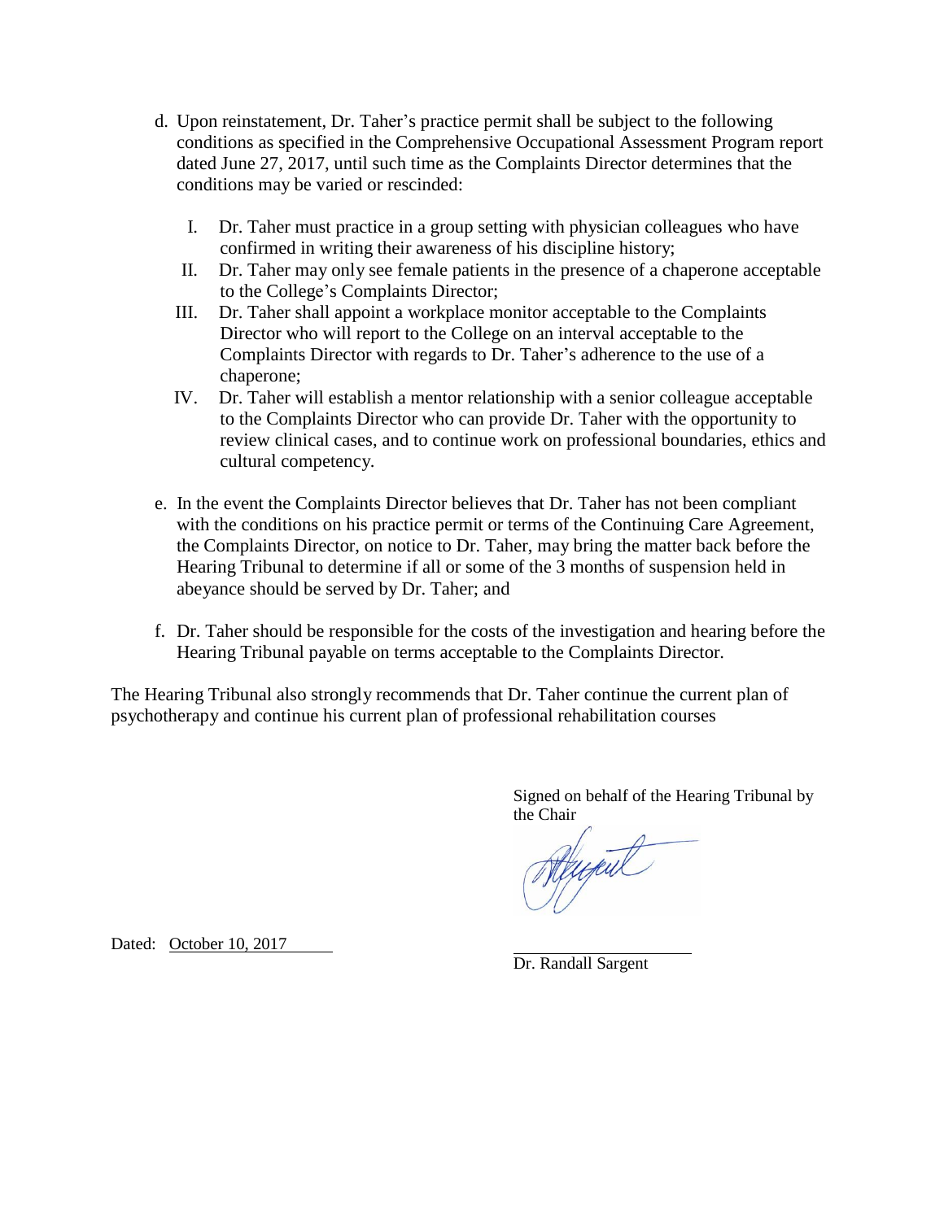d. Upon reinstatement, Dr. Taher's practice permit shall be subject to the following conditions as specified in the Comprehensive Occupational Assessment Program report dated June 27, 2017, until such time as the Complaints Director determines that the conditions may be varied or rescinded:

   I. Dr. Taher must practice in a group setting with physician colleagues who have confirmed in writing their awareness of his discipline history;
   II. Dr. Taher may only see female patients in the presence of a chaperone acceptable to the College's Complaints Director;
   III. Dr. Taher shall appoint a workplace monitor acceptable to the Complaints Director who will report to the College on an interval acceptable to the Complaints Director with regards to Dr. Taher's adherence to the use of a chaperone;
   IV. Dr. Taher will establish a mentor relationship with a senior colleague acceptable to the Complaints Director who can provide Dr. Taher with the opportunity to review clinical cases, and to continue work on professional boundaries, ethics and cultural competency.

e. In the event the Complaints Director believes that Dr. Taher has not been compliant with the conditions on his practice permit or terms of the Continuing Care Agreement, the Complaints Director, on notice to Dr. Taher, may bring the matter back before the Hearing Tribunal to determine if all or some of the 3 months of suspension held in abeyance should be served by Dr. Taher; and

f. Dr. Taher should be responsible for the costs of the investigation and hearing before the Hearing Tribunal payable on terms acceptable to the Complaints Director.

The Hearing Tribunal also strongly recommends that Dr. Taher continue the current plan of psychotherapy and continue his current plan of professional rehabilitation courses

Signed on behalf of the Hearing Tribunal by the Chair

Dr. Randall Sargent

Dated: October 10, 2017